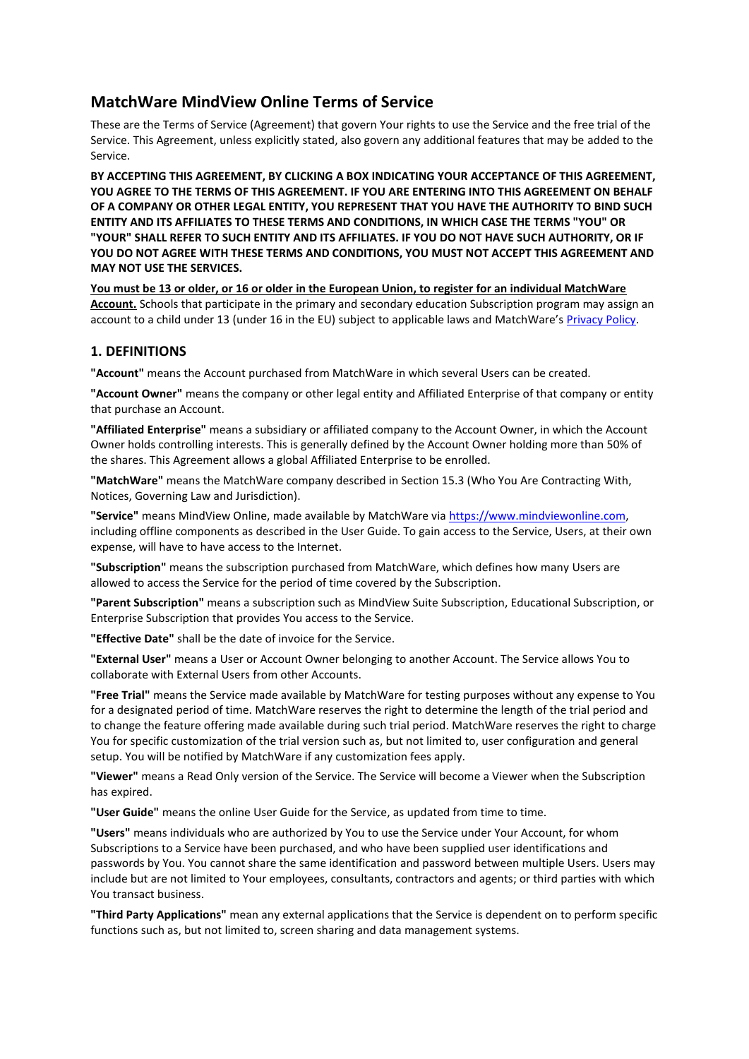# MatchWare MindView Online Terms of Service

These are the Terms of Service (Agreement) that govern Your rights to use the Service and the free trial of the Service. This Agreement, unless explicitly stated, also govern any additional features that may be added to the Service.

**BY ACCEPTING THIS AGREEMENT, BY CLICKING A BOX INDICATING YOUR ACCEPTANCE OF THIS AGREEMENT, YOU AGREE TO THE TERMS OF THIS AGREEMENT. IF YOU ARE ENTERING INTO THIS AGREEMENT ON BEHALF OF A COMPANY OR OTHER LEGAL ENTITY, YOU REPRESENT THAT YOU HAVE THE AUTHORITY TO BIND SUCH ENTITY AND ITS AFFILIATES TO THESE TERMS AND CONDITIONS, IN WHICH CASE THE TERMS "YOU" OR "YOUR" SHALL REFER TO SUCH ENTITY AND ITS AFFILIATES. IF YOU DO NOT HAVE SUCH AUTHORITY, OR IF YOU DO NOT AGREE WITH THESE TERMS AND CONDITIONS, YOU MUST NOT ACCEPT THIS AGREEMENT AND MAY NOT USE THE SERVICES.**

**You must be 13 or older, or 16 or older in the European Union, to register for an individual MatchWare Account.** Schools that participate in the primary and secondary education Subscription program may assign an account to a child under 13 (under 16 in the EU) subject to applicable laws and MatchWare's Privacy Policy.

## 1. DEFINITIONS

**"Account"** means the Account purchased from MatchWare in which several Users can be created.

**"Account Owner"** means the company or other legal entity and Affiliated Enterprise of that company or entity that purchase an Account.

**"Affiliated Enterprise"** means a subsidiary or affiliated company to the Account Owner, in which the Account Owner holds controlling interests. This is generally defined by the Account Owner holding more than 50% of the shares. This Agreement allows a global Affiliated Enterprise to be enrolled.

**"MatchWare"** means the MatchWare company described in Section 15.3 (Who You Are Contracting With, Notices, Governing Law and Jurisdiction).

**"Service"** means MindView Online, made available by MatchWare via https://www.mindviewonline.com, including offline components as described in the User Guide. To gain access to the Service, Users, at their own expense, will have to have access to the Internet.

**"Subscription"** means the subscription purchased from MatchWare, which defines how many Users are allowed to access the Service for the period of time covered by the Subscription.

**"Parent Subscription"** means a subscription such as MindView Suite Subscription, Educational Subscription, or Enterprise Subscription that provides You access to the Service.

**"Effective Date"** shall be the date of invoice for the Service.

**"External User"** means a User or Account Owner belonging to another Account. The Service allows You to collaborate with External Users from other Accounts.

**"Free Trial"** means the Service made available by MatchWare for testing purposes without any expense to You for a designated period of time. MatchWare reserves the right to determine the length of the trial period and to change the feature offering made available during such trial period. MatchWare reserves the right to charge You for specific customization of the trial version such as, but not limited to, user configuration and general setup. You will be notified by MatchWare if any customization fees apply.

**"Viewer"** means a Read Only version of the Service. The Service will become a Viewer when the Subscription has expired.

**"User Guide"** means the online User Guide for the Service, as updated from time to time.

**"Users"** means individuals who are authorized by You to use the Service under Your Account, for whom Subscriptions to a Service have been purchased, and who have been supplied user identifications and passwords by You. You cannot share the same identification and password between multiple Users. Users may include but are not limited to Your employees, consultants, contractors and agents; or third parties with which You transact business.

**"Third Party Applications"** mean any external applications that the Service is dependent on to perform specific functions such as, but not limited to, screen sharing and data management systems.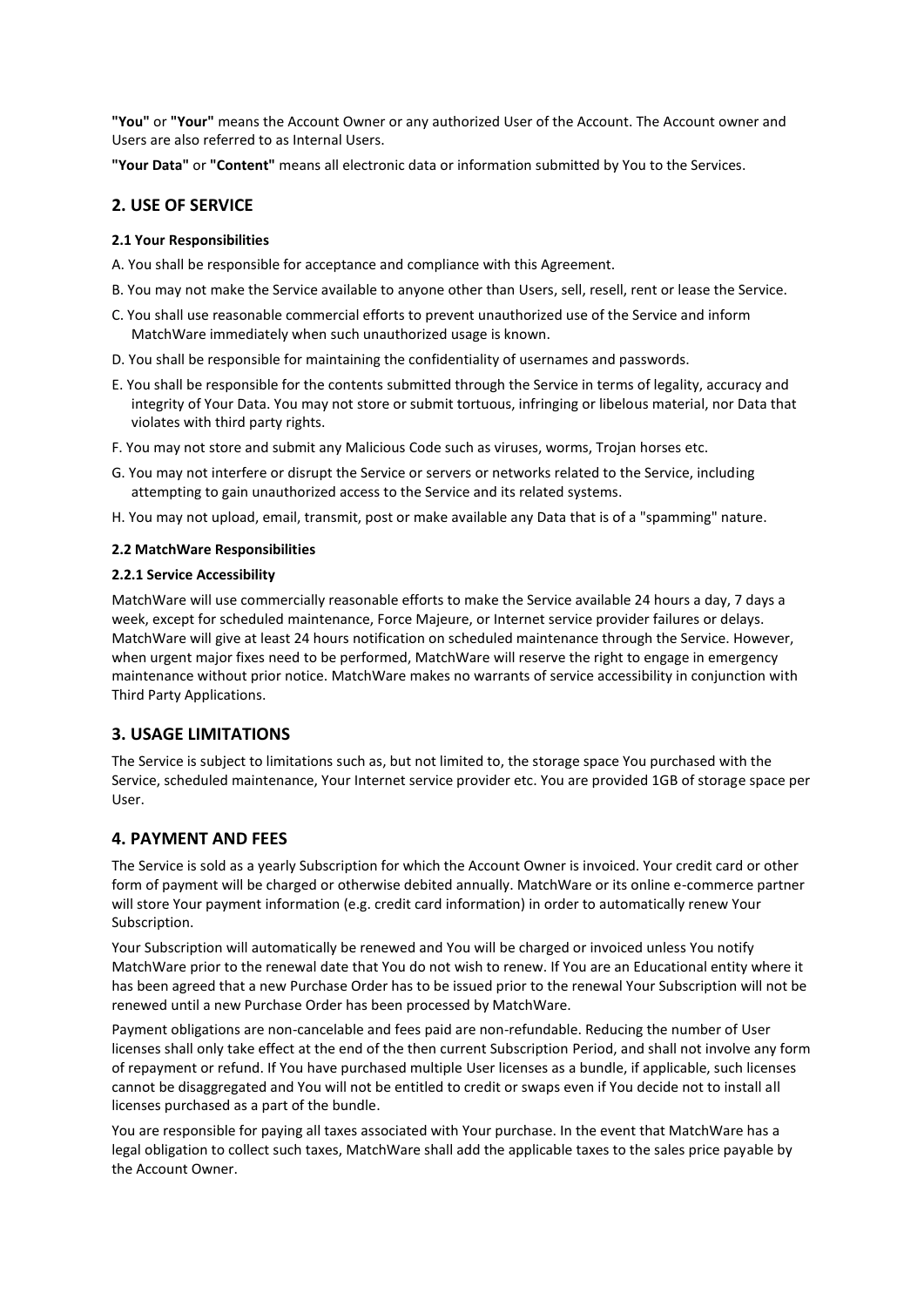**"You"** or **"Your"** means the Account Owner or any authorized User of the Account. The Account owner and Users are also referred to as Internal Users.

**"Your Data"** or **"Content"** means all electronic data or information submitted by You to the Services.

## 2. USE OF SERVICE

#### 2.1 Your Responsibilities

A. You shall be responsible for acceptance and compliance with this Agreement.

B. You may not make the Service available to anyone other than Users, sell, resell, rent or lease the Service.

C. You shall use reasonable commercial efforts to prevent unauthorized use of the Service and inform MatchWare immediately when such unauthorized usage is known.

D. You shall be responsible for maintaining the confidentiality of usernames and passwords.

E. You shall be responsible for the contents submitted through the Service in terms of legality, accuracy and integrity of Your Data. You may not store or submit tortuous, infringing or libelous material, nor Data that violates with third party rights.

F. You may not store and submit any Malicious Code such as viruses, worms, Trojan horses etc.

G. You may not interfere or disrupt the Service or servers or networks related to the Service, including attempting to gain unauthorized access to the Service and its related systems.

H. You may not upload, email, transmit, post or make available any Data that is of a "spamming" nature.

#### 2.2 MatchWare Responsibilities

#### 2.2.1 Service Accessibility

MatchWare will use commercially reasonable efforts to make the Service available 24 hours a day, 7 days a week, except for scheduled maintenance, Force Majeure, or Internet service provider failures or delays. MatchWare will give at least 24 hours notification on scheduled maintenance through the Service. However, when urgent major fixes need to be performed, MatchWare will reserve the right to engage in emergency maintenance without prior notice. MatchWare makes no warrants of service accessibility in conjunction with Third Party Applications.

## 3. USAGE LIMITATIONS

The Service is subject to limitations such as, but not limited to, the storage space You purchased with the Service, scheduled maintenance, Your Internet service provider etc. You are provided 1GB of storage space per User.

## 4. PAYMENT AND FEES

The Service is sold as a yearly Subscription for which the Account Owner is invoiced. Your credit card or other form of payment will be charged or otherwise debited annually. MatchWare or its online e-commerce partner will store Your payment information (e.g. credit card information) in order to automatically renew Your Subscription.

Your Subscription will automatically be renewed and You will be charged or invoiced unless You notify MatchWare prior to the renewal date that You do not wish to renew. If You are an Educational entity where it has been agreed that a new Purchase Order has to be issued prior to the renewal Your Subscription will not be renewed until a new Purchase Order has been processed by MatchWare.

Payment obligations are non-cancelable and fees paid are non-refundable. Reducing the number of User licenses shall only take effect at the end of the then current Subscription Period, and shall not involve any form of repayment or refund. If You have purchased multiple User licenses as a bundle, if applicable, such licenses cannot be disaggregated and You will not be entitled to credit or swaps even if You decide not to install all licenses purchased as a part of the bundle.

You are responsible for paying all taxes associated with Your purchase. In the event that MatchWare has a legal obligation to collect such taxes, MatchWare shall add the applicable taxes to the sales price payable by the Account Owner.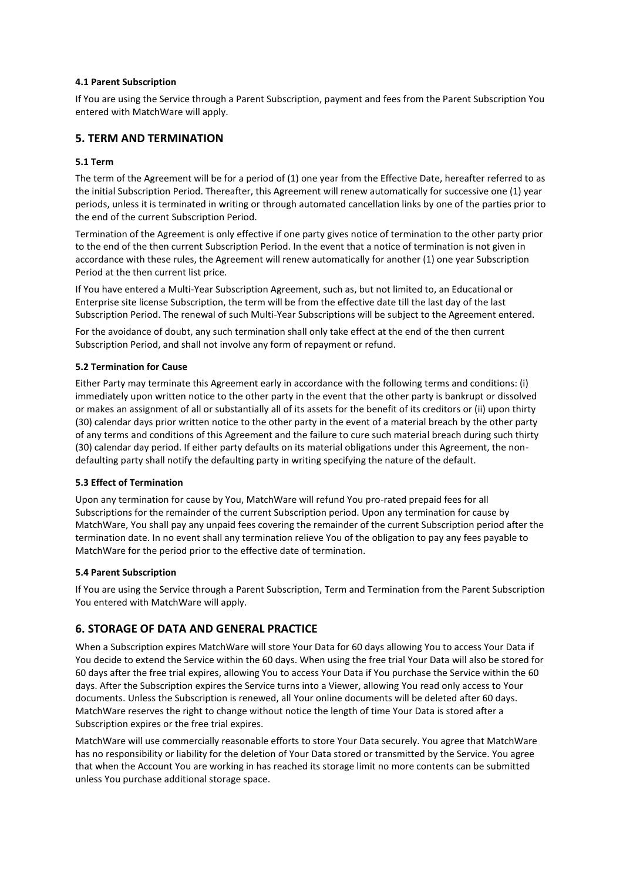#### 4.1 Parent Subscription

If You are using the Service through a Parent Subscription, payment and fees from the Parent Subscription You entered with MatchWare will apply.

## 5. TERM AND TERMINATION

#### 5.1 Term

The term of the Agreement will be for a period of (1) one year from the Effective Date, hereafter referred to as the initial Subscription Period. Thereafter, this Agreement will renew automatically for successive one (1) year periods, unless it is terminated in writing or through automated cancellation links by one of the parties prior to the end of the current Subscription Period.

Termination of the Agreement is only effective if one party gives notice of termination to the other party prior to the end of the then current Subscription Period. In the event that a notice of termination is not given in accordance with these rules, the Agreement will renew automatically for another (1) one year Subscription Period at the then current list price.

If You have entered a Multi-Year Subscription Agreement, such as, but not limited to, an Educational or Enterprise site license Subscription, the term will be from the effective date till the last day of the last Subscription Period. The renewal of such Multi-Year Subscriptions will be subject to the Agreement entered.

For the avoidance of doubt, any such termination shall only take effect at the end of the then current Subscription Period, and shall not involve any form of repayment or refund.

#### 5.2 Termination for Cause

Either Party may terminate this Agreement early in accordance with the following terms and conditions: (i) immediately upon written notice to the other party in the event that the other party is bankrupt or dissolved or makes an assignment of all or substantially all of its assets for the benefit of its creditors or (ii) upon thirty (30) calendar days prior written notice to the other party in the event of a material breach by the other party of any terms and conditions of this Agreement and the failure to cure such material breach during such thirty (30) calendar day period. If either party defaults on its material obligations under this Agreement, the non-defaulting party shall notify the defaulting party in writing specifying the nature of the default.

#### 5.3 Effect of Termination

Upon any termination for cause by You, MatchWare will refund You pro-rated prepaid fees for all Subscriptions for the remainder of the current Subscription period. Upon any termination for cause by MatchWare, You shall pay any unpaid fees covering the remainder of the current Subscription period after the termination date. In no event shall any termination relieve You of the obligation to pay any fees payable to MatchWare for the period prior to the effective date of termination.

#### 5.4 Parent Subscription

If You are using the Service through a Parent Subscription, Term and Termination from the Parent Subscription You entered with MatchWare will apply.

## 6. STORAGE OF DATA AND GENERAL PRACTICE

When a Subscription expires MatchWare will store Your Data for 60 days allowing You to access Your Data if You decide to extend the Service within the 60 days. When using the free trial Your Data will also be stored for 60 days after the free trial expires, allowing You to access Your Data if You purchase the Service within the 60 days. After the Subscription expires the Service turns into a Viewer, allowing You read only access to Your documents. Unless the Subscription is renewed, all Your online documents will be deleted after 60 days. MatchWare reserves the right to change without notice the length of time Your Data is stored after a Subscription expires or the free trial expires.

MatchWare will use commercially reasonable efforts to store Your Data securely. You agree that MatchWare has no responsibility or liability for the deletion of Your Data stored or transmitted by the Service. You agree that when the Account You are working in has reached its storage limit no more contents can be submitted unless You purchase additional storage space.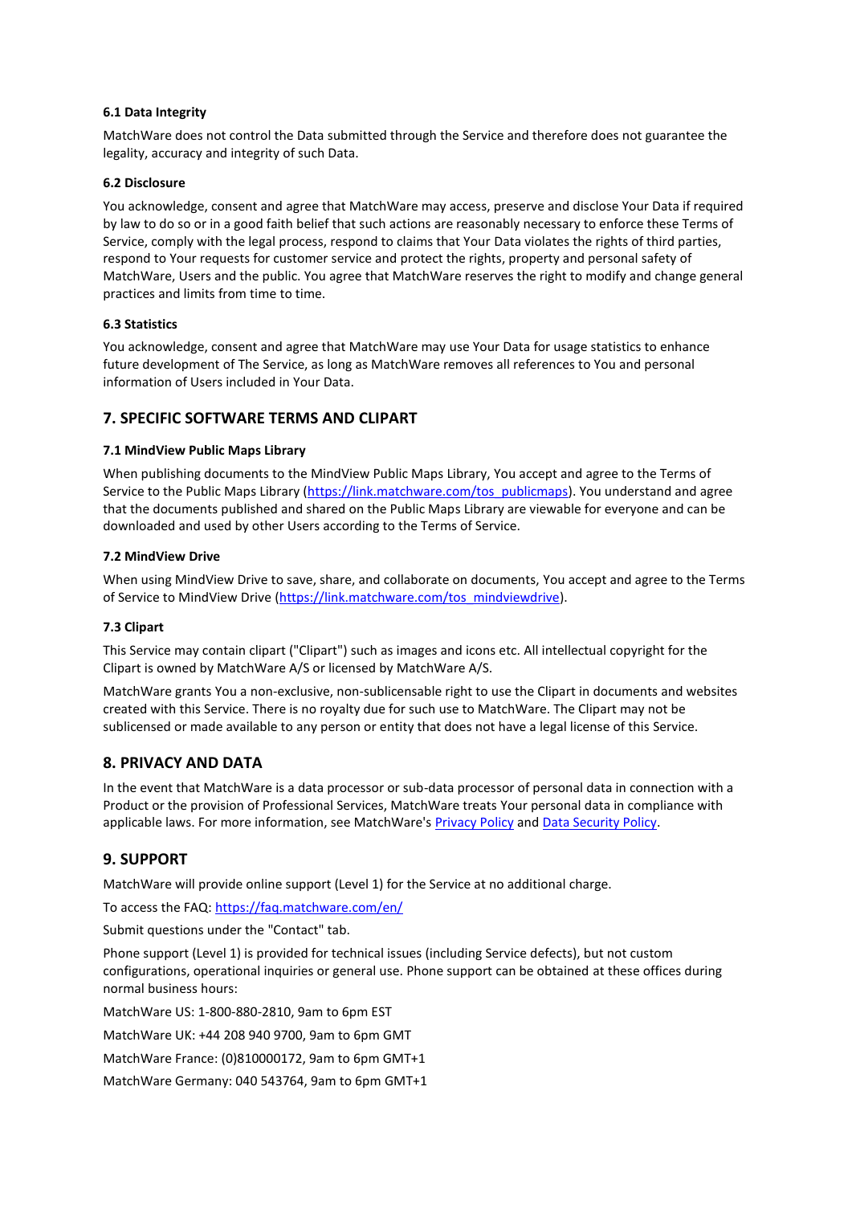### 6.1 Data Integrity

MatchWare does not control the Data submitted through the Service and therefore does not guarantee the legality, accuracy and integrity of such Data.

### 6.2 Disclosure

You acknowledge, consent and agree that MatchWare may access, preserve and disclose Your Data if required by law to do so or in a good faith belief that such actions are reasonably necessary to enforce these Terms of Service, comply with the legal process, respond to claims that Your Data violates the rights of third parties, respond to Your requests for customer service and protect the rights, property and personal safety of MatchWare, Users and the public. You agree that MatchWare reserves the right to modify and change general practices and limits from time to time.

### 6.3 Statistics

You acknowledge, consent and agree that MatchWare may use Your Data for usage statistics to enhance future development of The Service, as long as MatchWare removes all references to You and personal information of Users included in Your Data.

## 7. SPECIFIC SOFTWARE TERMS AND CLIPART

### 7.1 MindView Public Maps Library

When publishing documents to the MindView Public Maps Library, You accept and agree to the Terms of Service to the Public Maps Library (https://link.matchware.com/tos_publicmaps). You understand and agree that the documents published and shared on the Public Maps Library are viewable for everyone and can be downloaded and used by other Users according to the Terms of Service.

### 7.2 MindView Drive

When using MindView Drive to save, share, and collaborate on documents, You accept and agree to the Terms of Service to MindView Drive (https://link.matchware.com/tos_mindviewdrive).

### 7.3 Clipart

This Service may contain clipart ("Clipart") such as images and icons etc. All intellectual copyright for the Clipart is owned by MatchWare A/S or licensed by MatchWare A/S.

MatchWare grants You a non-exclusive, non-sublicensable right to use the Clipart in documents and websites created with this Service. There is no royalty due for such use to MatchWare. The Clipart may not be sublicensed or made available to any person or entity that does not have a legal license of this Service.

## 8. PRIVACY AND DATA

In the event that MatchWare is a data processor or sub-data processor of personal data in connection with a Product or the provision of Professional Services, MatchWare treats Your personal data in compliance with applicable laws. For more information, see MatchWare's Privacy Policy and Data Security Policy.

## 9. SUPPORT

MatchWare will provide online support (Level 1) for the Service at no additional charge.

To access the FAQ: https://faq.matchware.com/en/

Submit questions under the "Contact" tab.

Phone support (Level 1) is provided for technical issues (including Service defects), but not custom configurations, operational inquiries or general use. Phone support can be obtained at these offices during normal business hours:

MatchWare US: 1-800-880-2810, 9am to 6pm EST

MatchWare UK: +44 208 940 9700, 9am to 6pm GMT

MatchWare France: (0)810000172, 9am to 6pm GMT+1

MatchWare Germany: 040 543764, 9am to 6pm GMT+1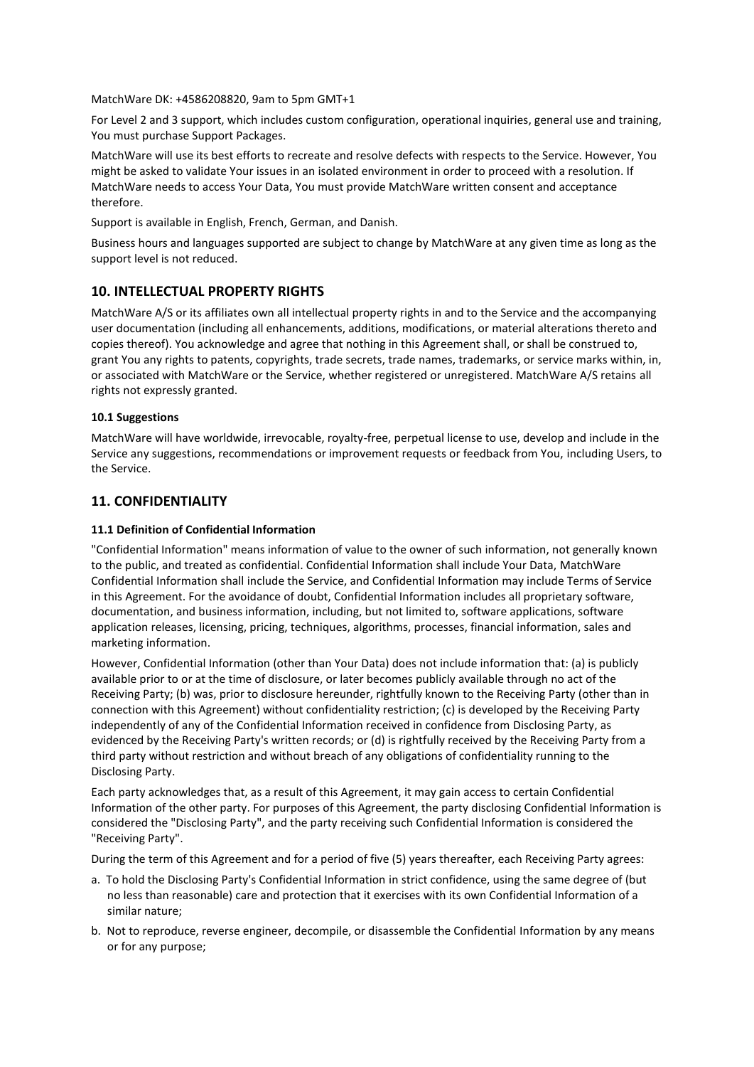MatchWare DK: +4586208820, 9am to 5pm GMT+1

For Level 2 and 3 support, which includes custom configuration, operational inquiries, general use and training, You must purchase Support Packages.

MatchWare will use its best efforts to recreate and resolve defects with respects to the Service. However, You might be asked to validate Your issues in an isolated environment in order to proceed with a resolution. If MatchWare needs to access Your Data, You must provide MatchWare written consent and acceptance therefore.

Support is available in English, French, German, and Danish.

Business hours and languages supported are subject to change by MatchWare at any given time as long as the support level is not reduced.

## 10. INTELLECTUAL PROPERTY RIGHTS

MatchWare A/S or its affiliates own all intellectual property rights in and to the Service and the accompanying user documentation (including all enhancements, additions, modifications, or material alterations thereto and copies thereof). You acknowledge and agree that nothing in this Agreement shall, or shall be construed to, grant You any rights to patents, copyrights, trade secrets, trade names, trademarks, or service marks within, in, or associated with MatchWare or the Service, whether registered or unregistered. MatchWare A/S retains all rights not expressly granted.

#### 10.1 Suggestions

MatchWare will have worldwide, irrevocable, royalty-free, perpetual license to use, develop and include in the Service any suggestions, recommendations or improvement requests or feedback from You, including Users, to the Service.

## 11. CONFIDENTIALITY

#### 11.1 Definition of Confidential Information

"Confidential Information" means information of value to the owner of such information, not generally known to the public, and treated as confidential. Confidential Information shall include Your Data, MatchWare Confidential Information shall include the Service, and Confidential Information may include Terms of Service in this Agreement. For the avoidance of doubt, Confidential Information includes all proprietary software, documentation, and business information, including, but not limited to, software applications, software application releases, licensing, pricing, techniques, algorithms, processes, financial information, sales and marketing information.

However, Confidential Information (other than Your Data) does not include information that: (a) is publicly available prior to or at the time of disclosure, or later becomes publicly available through no act of the Receiving Party; (b) was, prior to disclosure hereunder, rightfully known to the Receiving Party (other than in connection with this Agreement) without confidentiality restriction; (c) is developed by the Receiving Party independently of any of the Confidential Information received in confidence from Disclosing Party, as evidenced by the Receiving Party's written records; or (d) is rightfully received by the Receiving Party from a third party without restriction and without breach of any obligations of confidentiality running to the Disclosing Party.

Each party acknowledges that, as a result of this Agreement, it may gain access to certain Confidential Information of the other party. For purposes of this Agreement, the party disclosing Confidential Information is considered the "Disclosing Party", and the party receiving such Confidential Information is considered the "Receiving Party".

During the term of this Agreement and for a period of five (5) years thereafter, each Receiving Party agrees:

a. To hold the Disclosing Party's Confidential Information in strict confidence, using the same degree of (but no less than reasonable) care and protection that it exercises with its own Confidential Information of a similar nature;

b. Not to reproduce, reverse engineer, decompile, or disassemble the Confidential Information by any means or for any purpose;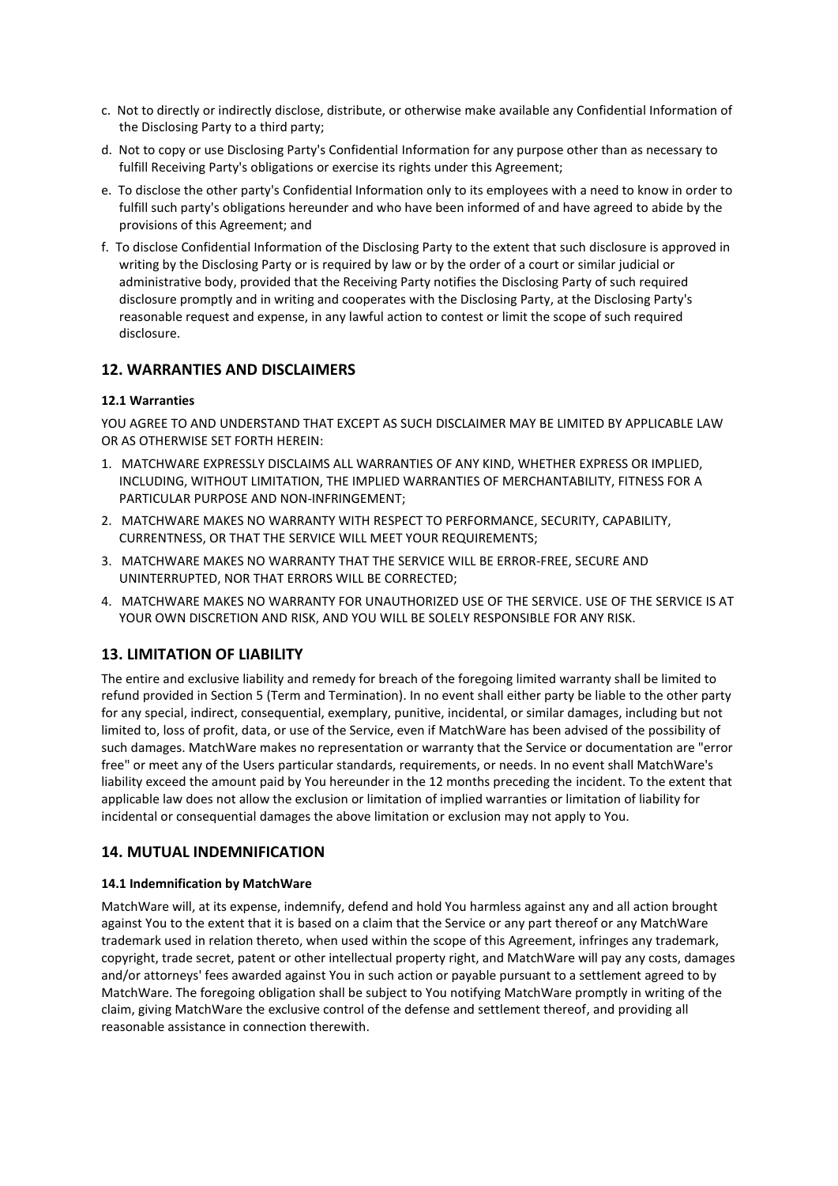c. Not to directly or indirectly disclose, distribute, or otherwise make available any Confidential Information of the Disclosing Party to a third party;

d. Not to copy or use Disclosing Party's Confidential Information for any purpose other than as necessary to fulfill Receiving Party's obligations or exercise its rights under this Agreement;

e. To disclose the other party's Confidential Information only to its employees with a need to know in order to fulfill such party's obligations hereunder and who have been informed of and have agreed to abide by the provisions of this Agreement; and

f. To disclose Confidential Information of the Disclosing Party to the extent that such disclosure is approved in writing by the Disclosing Party or is required by law or by the order of a court or similar judicial or administrative body, provided that the Receiving Party notifies the Disclosing Party of such required disclosure promptly and in writing and cooperates with the Disclosing Party, at the Disclosing Party's reasonable request and expense, in any lawful action to contest or limit the scope of such required disclosure.

## 12. WARRANTIES AND DISCLAIMERS

#### 12.1 Warranties

YOU AGREE TO AND UNDERSTAND THAT EXCEPT AS SUCH DISCLAIMER MAY BE LIMITED BY APPLICABLE LAW OR AS OTHERWISE SET FORTH HEREIN:

1. MATCHWARE EXPRESSLY DISCLAIMS ALL WARRANTIES OF ANY KIND, WHETHER EXPRESS OR IMPLIED, INCLUDING, WITHOUT LIMITATION, THE IMPLIED WARRANTIES OF MERCHANTABILITY, FITNESS FOR A PARTICULAR PURPOSE AND NON-INFRINGEMENT;
2. MATCHWARE MAKES NO WARRANTY WITH RESPECT TO PERFORMANCE, SECURITY, CAPABILITY, CURRENTNESS, OR THAT THE SERVICE WILL MEET YOUR REQUIREMENTS;
3. MATCHWARE MAKES NO WARRANTY THAT THE SERVICE WILL BE ERROR-FREE, SECURE AND UNINTERRUPTED, NOR THAT ERRORS WILL BE CORRECTED;
4. MATCHWARE MAKES NO WARRANTY FOR UNAUTHORIZED USE OF THE SERVICE. USE OF THE SERVICE IS AT YOUR OWN DISCRETION AND RISK, AND YOU WILL BE SOLELY RESPONSIBLE FOR ANY RISK.

## 13. LIMITATION OF LIABILITY

The entire and exclusive liability and remedy for breach of the foregoing limited warranty shall be limited to refund provided in Section 5 (Term and Termination). In no event shall either party be liable to the other party for any special, indirect, consequential, exemplary, punitive, incidental, or similar damages, including but not limited to, loss of profit, data, or use of the Service, even if MatchWare has been advised of the possibility of such damages. MatchWare makes no representation or warranty that the Service or documentation are "error free" or meet any of the Users particular standards, requirements, or needs. In no event shall MatchWare's liability exceed the amount paid by You hereunder in the 12 months preceding the incident. To the extent that applicable law does not allow the exclusion or limitation of implied warranties or limitation of liability for incidental or consequential damages the above limitation or exclusion may not apply to You.

## 14. MUTUAL INDEMNIFICATION

#### 14.1 Indemnification by MatchWare

MatchWare will, at its expense, indemnify, defend and hold You harmless against any and all action brought against You to the extent that it is based on a claim that the Service or any part thereof or any MatchWare trademark used in relation thereto, when used within the scope of this Agreement, infringes any trademark, copyright, trade secret, patent or other intellectual property right, and MatchWare will pay any costs, damages and/or attorneys' fees awarded against You in such action or payable pursuant to a settlement agreed to by MatchWare. The foregoing obligation shall be subject to You notifying MatchWare promptly in writing of the claim, giving MatchWare the exclusive control of the defense and settlement thereof, and providing all reasonable assistance in connection therewith.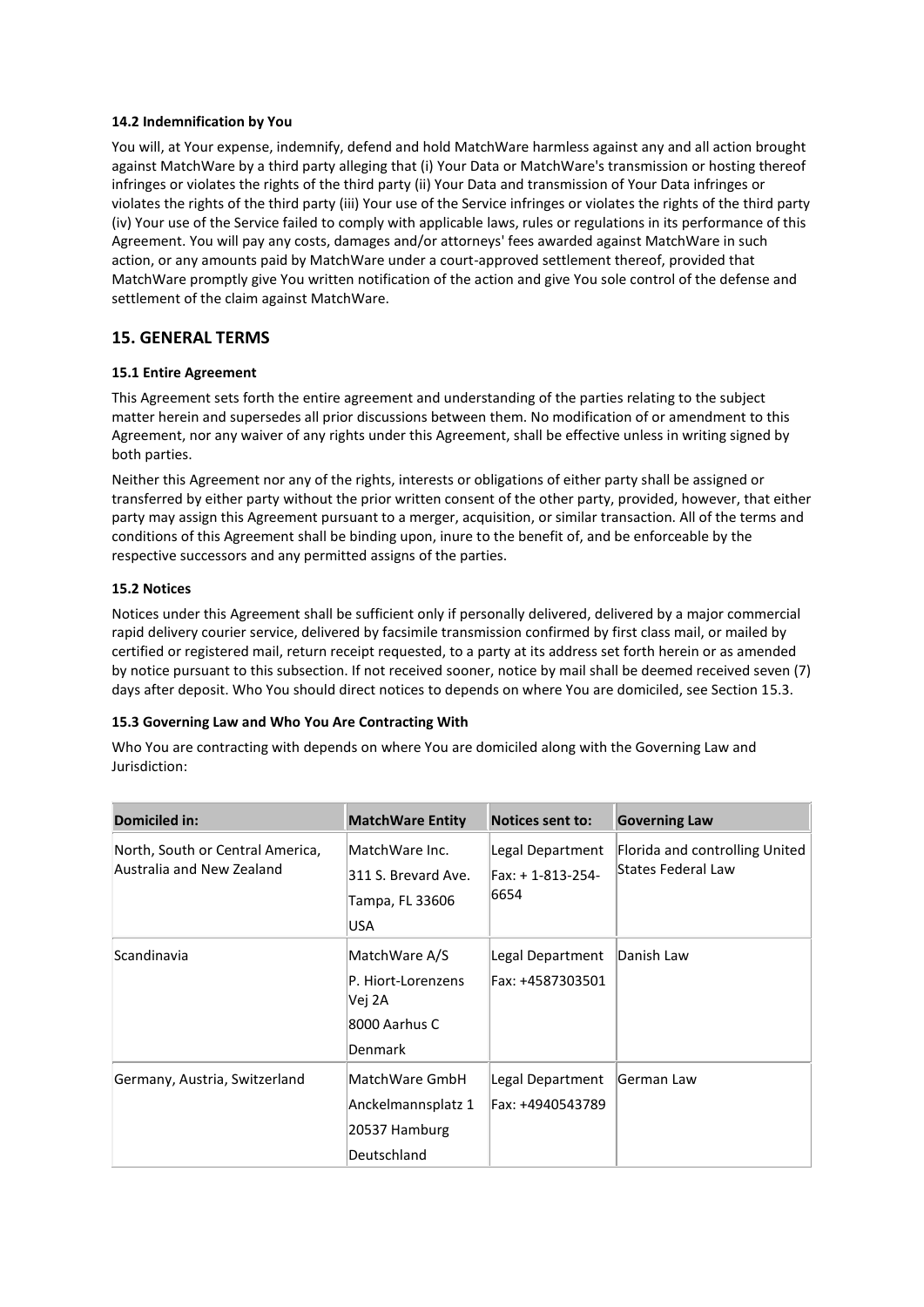#### 14.2 Indemnification by You

You will, at Your expense, indemnify, defend and hold MatchWare harmless against any and all action brought against MatchWare by a third party alleging that (i) Your Data or MatchWare's transmission or hosting thereof infringes or violates the rights of the third party (ii) Your Data and transmission of Your Data infringes or violates the rights of the third party (iii) Your use of the Service infringes or violates the rights of the third party (iv) Your use of the Service failed to comply with applicable laws, rules or regulations in its performance of this Agreement. You will pay any costs, damages and/or attorneys' fees awarded against MatchWare in such action, or any amounts paid by MatchWare under a court-approved settlement thereof, provided that MatchWare promptly give You written notification of the action and give You sole control of the defense and settlement of the claim against MatchWare.

## 15. GENERAL TERMS

#### 15.1 Entire Agreement

This Agreement sets forth the entire agreement and understanding of the parties relating to the subject matter herein and supersedes all prior discussions between them. No modification of or amendment to this Agreement, nor any waiver of any rights under this Agreement, shall be effective unless in writing signed by both parties.

Neither this Agreement nor any of the rights, interests or obligations of either party shall be assigned or transferred by either party without the prior written consent of the other party, provided, however, that either party may assign this Agreement pursuant to a merger, acquisition, or similar transaction. All of the terms and conditions of this Agreement shall be binding upon, inure to the benefit of, and be enforceable by the respective successors and any permitted assigns of the parties.

#### 15.2 Notices

Notices under this Agreement shall be sufficient only if personally delivered, delivered by a major commercial rapid delivery courier service, delivered by facsimile transmission confirmed by first class mail, or mailed by certified or registered mail, return receipt requested, to a party at its address set forth herein or as amended by notice pursuant to this subsection. If not received sooner, notice by mail shall be deemed received seven (7) days after deposit. Who You should direct notices to depends on where You are domiciled, see Section 15.3.

#### 15.3 Governing Law and Who You Are Contracting With

Who You are contracting with depends on where You are domiciled along with the Governing Law and Jurisdiction:

| Domiciled in: | MatchWare Entity | Notices sent to: | Governing Law |
|---|---|---|---|
| North, South or Central America, Australia and New Zealand | MatchWare Inc.<br>311 S. Brevard Ave.<br>Tampa, FL 33606<br>USA | Legal Department<br>Fax: + 1-813-254-6654 | Florida and controlling United States Federal Law |
| Scandinavia | MatchWare A/S<br>P. Hiort-Lorenzens Vej 2A<br>8000 Aarhus C<br>Denmark | Legal Department<br>Fax: +4587303501 | Danish Law |
| Germany, Austria, Switzerland | MatchWare GmbH<br>Anckelmannsplatz 1<br>20537 Hamburg<br>Deutschland | Legal Department<br>Fax: +4940543789 | German Law |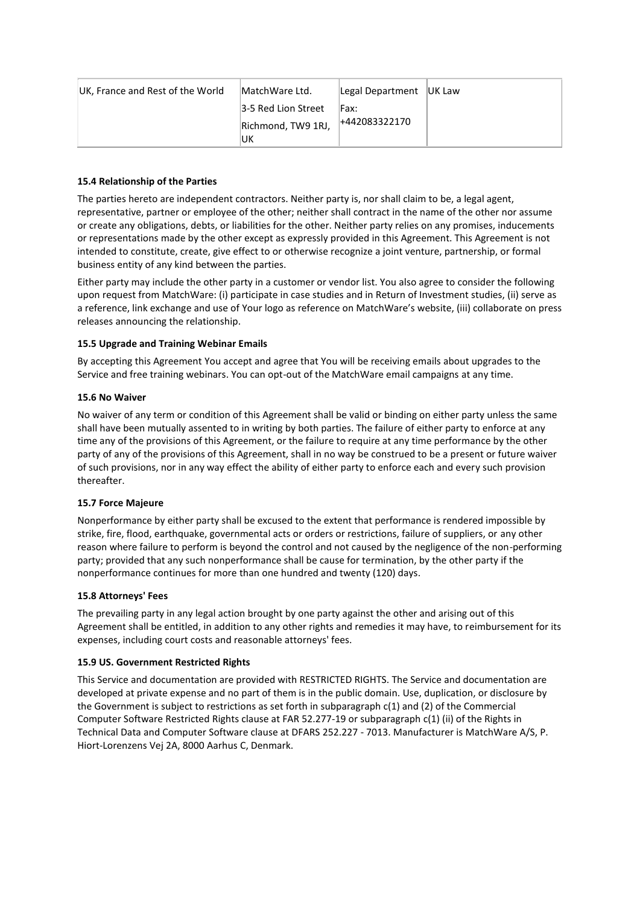| | | | |
|---|---|---|---|
| UK, France and Rest of the World | MatchWare Ltd.<br>3-5 Red Lion Street<br>Richmond, TW9 1RJ, UK | Legal Department<br>Fax:<br>+442083322170 | UK Law |

**15.4 Relationship of the Parties**

The parties hereto are independent contractors. Neither party is, nor shall claim to be, a legal agent, representative, partner or employee of the other; neither shall contract in the name of the other nor assume or create any obligations, debts, or liabilities for the other. Neither party relies on any promises, inducements or representations made by the other except as expressly provided in this Agreement. This Agreement is not intended to constitute, create, give effect to or otherwise recognize a joint venture, partnership, or formal business entity of any kind between the parties.

Either party may include the other party in a customer or vendor list. You also agree to consider the following upon request from MatchWare: (i) participate in case studies and in Return of Investment studies, (ii) serve as a reference, link exchange and use of Your logo as reference on MatchWare's website, (iii) collaborate on press releases announcing the relationship.

**15.5 Upgrade and Training Webinar Emails**

By accepting this Agreement You accept and agree that You will be receiving emails about upgrades to the Service and free training webinars. You can opt-out of the MatchWare email campaigns at any time.

**15.6 No Waiver**

No waiver of any term or condition of this Agreement shall be valid or binding on either party unless the same shall have been mutually assented to in writing by both parties. The failure of either party to enforce at any time any of the provisions of this Agreement, or the failure to require at any time performance by the other party of any of the provisions of this Agreement, shall in no way be construed to be a present or future waiver of such provisions, nor in any way effect the ability of either party to enforce each and every such provision thereafter.

**15.7 Force Majeure**

Nonperformance by either party shall be excused to the extent that performance is rendered impossible by strike, fire, flood, earthquake, governmental acts or orders or restrictions, failure of suppliers, or any other reason where failure to perform is beyond the control and not caused by the negligence of the non-performing party; provided that any such nonperformance shall be cause for termination, by the other party if the nonperformance continues for more than one hundred and twenty (120) days.

**15.8 Attorneys' Fees**

The prevailing party in any legal action brought by one party against the other and arising out of this Agreement shall be entitled, in addition to any other rights and remedies it may have, to reimbursement for its expenses, including court costs and reasonable attorneys' fees.

**15.9 US. Government Restricted Rights**

This Service and documentation are provided with RESTRICTED RIGHTS. The Service and documentation are developed at private expense and no part of them is in the public domain. Use, duplication, or disclosure by the Government is subject to restrictions as set forth in subparagraph c(1) and (2) of the Commercial Computer Software Restricted Rights clause at FAR 52.277-19 or subparagraph c(1) (ii) of the Rights in Technical Data and Computer Software clause at DFARS 252.227 - 7013. Manufacturer is MatchWare A/S, P. Hiort-Lorenzens Vej 2A, 8000 Aarhus C, Denmark.